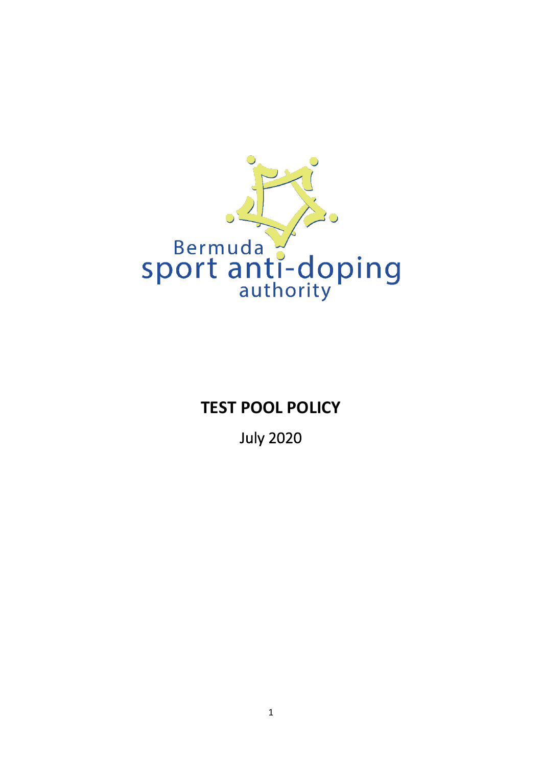Bermuda sport anti-doping authority

# TEST POOL POLICY

July 2020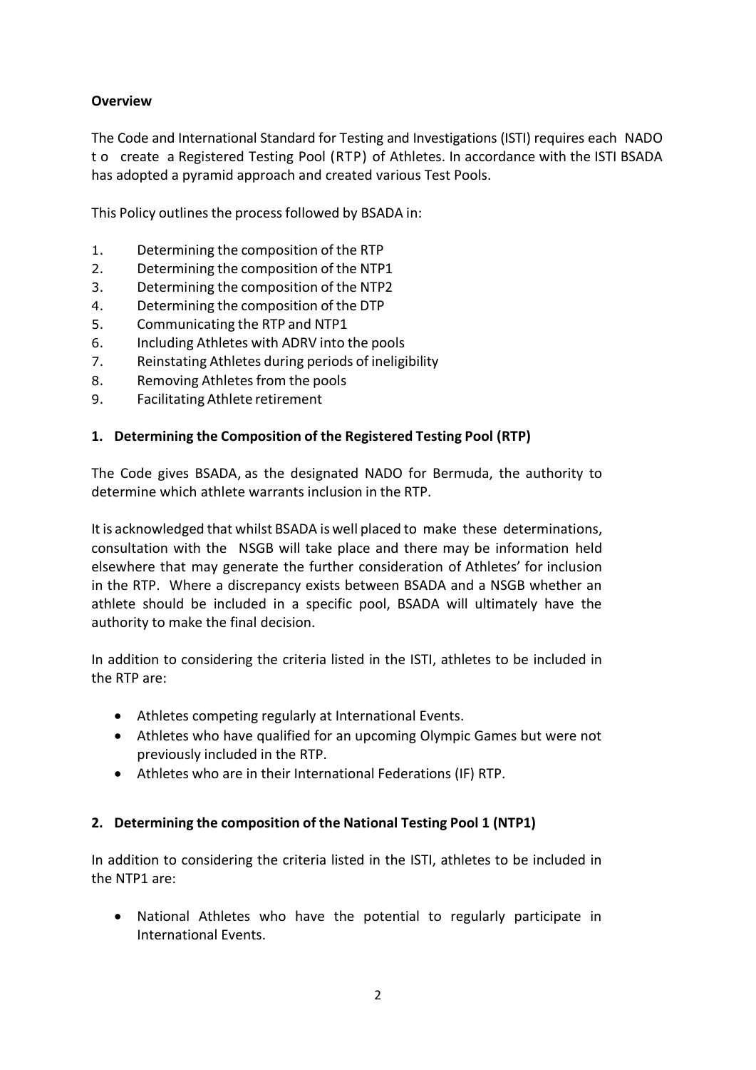**Overview**

The Code and International Standard for Testing and Investigations (ISTI) requires each NADO to create a Registered Testing Pool (RTP) of Athletes. In accordance with the ISTI BSADA has adopted a pyramid approach and created various Test Pools.

This Policy outlines the process followed by BSADA in:

1. Determining the composition of the RTP
2. Determining the composition of the NTP1
3. Determining the composition of the NTP2
4. Determining the composition of the DTP
5. Communicating the RTP and NTP1
6. Including Athletes with ADRV into the pools
7. Reinstating Athletes during periods of ineligibility
8. Removing Athletes from the pools
9. Facilitating Athlete retirement

**1. Determining the Composition of the Registered Testing Pool (RTP)**

The Code gives BSADA, as the designated NADO for Bermuda, the authority to determine which athlete warrants inclusion in the RTP.

It is acknowledged that whilst BSADA is well placed to make these determinations, consultation with the NSGB will take place and there may be information held elsewhere that may generate the further consideration of Athletes' for inclusion in the RTP. Where a discrepancy exists between BSADA and a NSGB whether an athlete should be included in a specific pool, BSADA will ultimately have the authority to make the final decision.

In addition to considering the criteria listed in the ISTI, athletes to be included in the RTP are:

- Athletes competing regularly at International Events.
- Athletes who have qualified for an upcoming Olympic Games but were not previously included in the RTP.
- Athletes who are in their International Federations (IF) RTP.

**2. Determining the composition of the National Testing Pool 1 (NTP1)**

In addition to considering the criteria listed in the ISTI, athletes to be included in the NTP1 are:

- National Athletes who have the potential to regularly participate in International Events.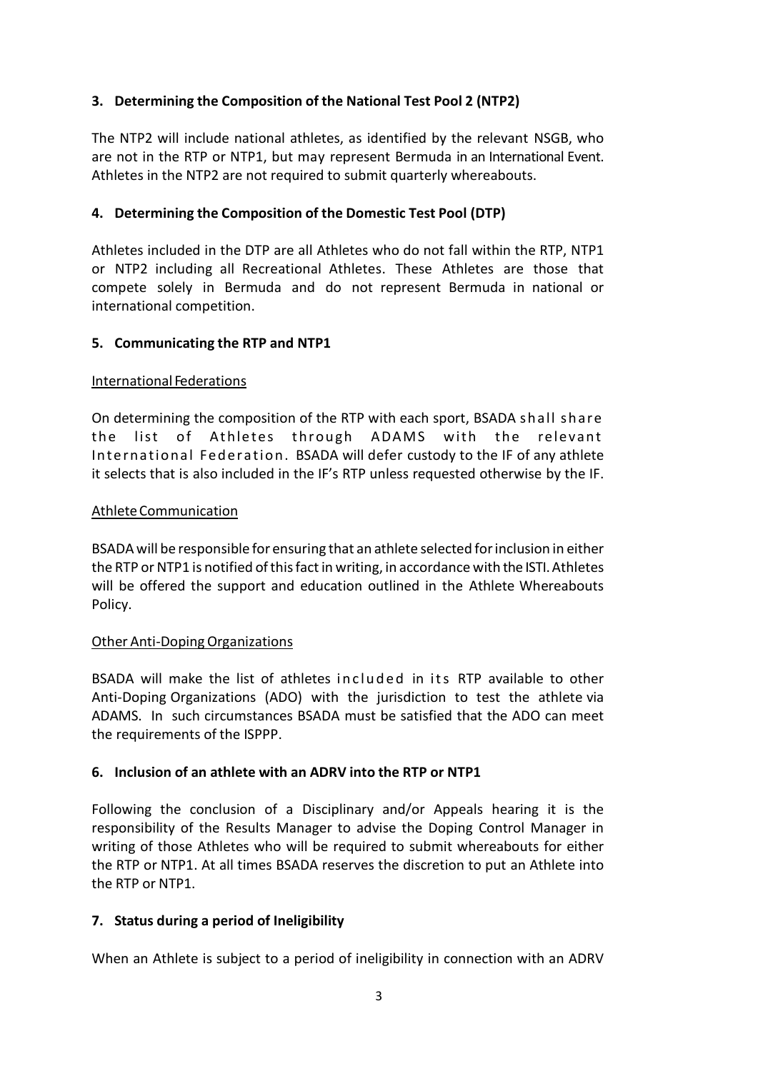### 3. Determining the Composition of the National Test Pool 2 (NTP2)

The NTP2 will include national athletes, as identified by the relevant NSGB, who are not in the RTP or NTP1, but may represent Bermuda in an International Event. Athletes in the NTP2 are not required to submit quarterly whereabouts.

### 4. Determining the Composition of the Domestic Test Pool (DTP)

Athletes included in the DTP are all Athletes who do not fall within the RTP, NTP1 or NTP2 including all Recreational Athletes. These Athletes are those that compete solely in Bermuda and do not represent Bermuda in national or international competition.

### 5. Communicating the RTP and NTP1

International Federations

On determining the composition of the RTP with each sport, BSADA shall share the list of Athletes through ADAMS with the relevant International Federation. BSADA will defer custody to the IF of any athlete it selects that is also included in the IF's RTP unless requested otherwise by the IF.

Athlete Communication

BSADA will be responsible for ensuring that an athlete selected for inclusion in either the RTP or NTP1 is notified of this fact in writing, in accordance with the ISTI. Athletes will be offered the support and education outlined in the Athlete Whereabouts Policy.

Other Anti-Doping Organizations

BSADA will make the list of athletes included in its RTP available to other Anti-Doping Organizations (ADO) with the jurisdiction to test the athlete via ADAMS. In such circumstances BSADA must be satisfied that the ADO can meet the requirements of the ISPPP.

### 6. Inclusion of an athlete with an ADRV into the RTP or NTP1

Following the conclusion of a Disciplinary and/or Appeals hearing it is the responsibility of the Results Manager to advise the Doping Control Manager in writing of those Athletes who will be required to submit whereabouts for either the RTP or NTP1. At all times BSADA reserves the discretion to put an Athlete into the RTP or NTP1.

### 7. Status during a period of Ineligibility

When an Athlete is subject to a period of ineligibility in connection with an ADRV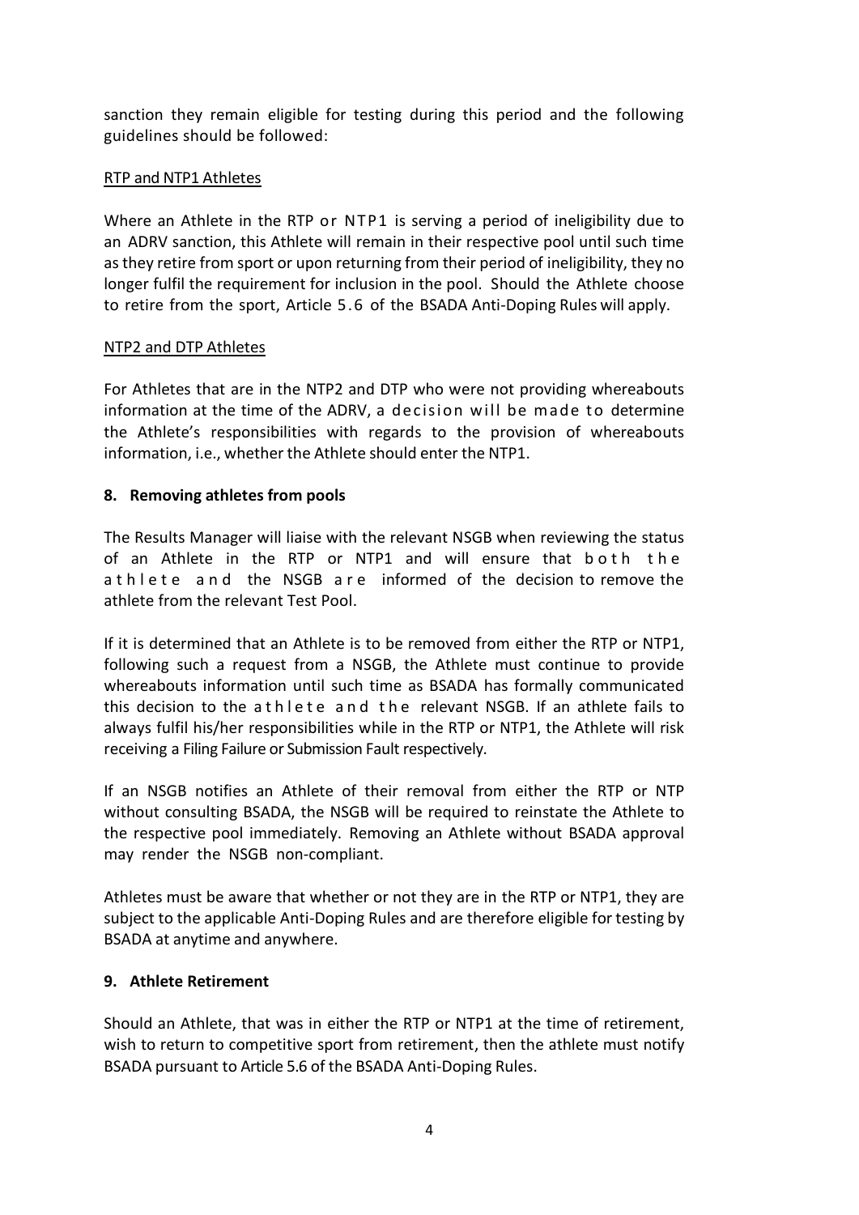sanction they remain eligible for testing during this period and the following guidelines should be followed:

RTP and NTP1 Athletes

Where an Athlete in the RTP or NTP1 is serving a period of ineligibility due to an ADRV sanction, this Athlete will remain in their respective pool until such time as they retire from sport or upon returning from their period of ineligibility, they no longer fulfil the requirement for inclusion in the pool. Should the Athlete choose to retire from the sport, Article 5.6 of the BSADA Anti-Doping Rules will apply.

NTP2 and DTP Athletes

For Athletes that are in the NTP2 and DTP who were not providing whereabouts information at the time of the ADRV, a decision will be made to determine the Athlete's responsibilities with regards to the provision of whereabouts information, i.e., whether the Athlete should enter the NTP1.

## 8. Removing athletes from pools

The Results Manager will liaise with the relevant NSGB when reviewing the status of an Athlete in the RTP or NTP1 and will ensure that both the athlete and the NSGB are informed of the decision to remove the athlete from the relevant Test Pool.

If it is determined that an Athlete is to be removed from either the RTP or NTP1, following such a request from a NSGB, the Athlete must continue to provide whereabouts information until such time as BSADA has formally communicated this decision to the athlete and the relevant NSGB. If an athlete fails to always fulfil his/her responsibilities while in the RTP or NTP1, the Athlete will risk receiving a Filing Failure or Submission Fault respectively.

If an NSGB notifies an Athlete of their removal from either the RTP or NTP without consulting BSADA, the NSGB will be required to reinstate the Athlete to the respective pool immediately. Removing an Athlete without BSADA approval may render the NSGB non-compliant.

Athletes must be aware that whether or not they are in the RTP or NTP1, they are subject to the applicable Anti-Doping Rules and are therefore eligible for testing by BSADA at anytime and anywhere.

## 9. Athlete Retirement

Should an Athlete, that was in either the RTP or NTP1 at the time of retirement, wish to return to competitive sport from retirement, then the athlete must notify BSADA pursuant to Article 5.6 of the BSADA Anti-Doping Rules.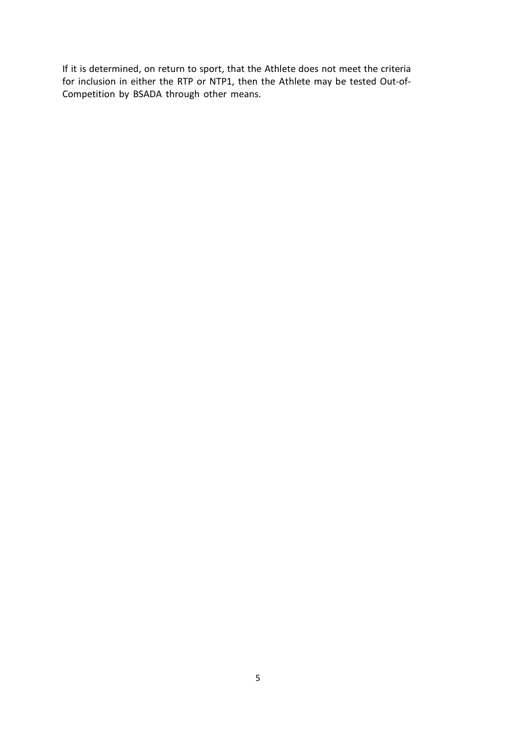If it is determined, on return to sport, that the Athlete does not meet the criteria for inclusion in either the RTP or NTP1, then the Athlete may be tested Out-of-Competition by BSADA through other means.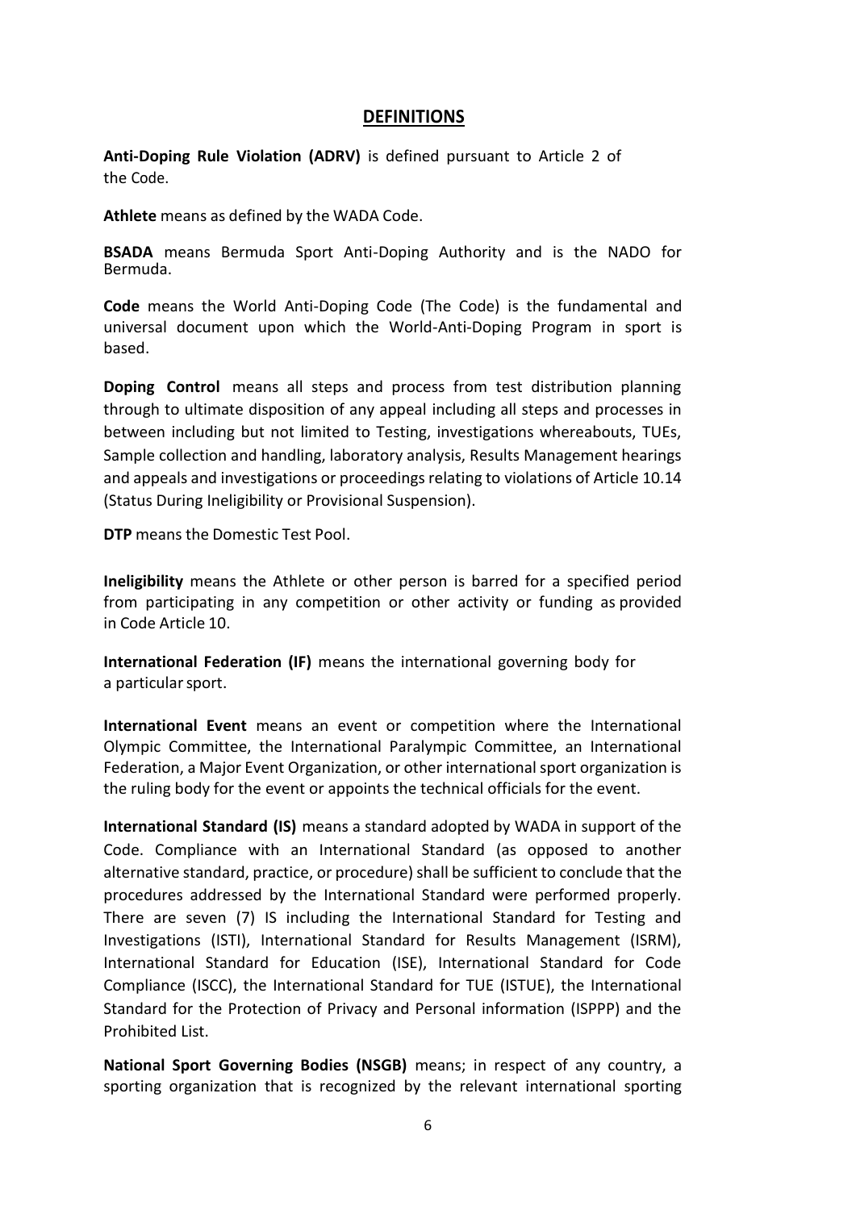## DEFINITIONS

**Anti-Doping Rule Violation (ADRV)** is defined pursuant to Article 2 of the Code.

**Athlete** means as defined by the WADA Code.

**BSADA** means Bermuda Sport Anti-Doping Authority and is the NADO for Bermuda.

**Code** means the World Anti-Doping Code (The Code) is the fundamental and universal document upon which the World-Anti-Doping Program in sport is based.

**Doping Control** means all steps and process from test distribution planning through to ultimate disposition of any appeal including all steps and processes in between including but not limited to Testing, investigations whereabouts, TUEs, Sample collection and handling, laboratory analysis, Results Management hearings and appeals and investigations or proceedings relating to violations of Article 10.14 (Status During Ineligibility or Provisional Suspension).

**DTP** means the Domestic Test Pool.

**Ineligibility** means the Athlete or other person is barred for a specified period from participating in any competition or other activity or funding as provided in Code Article 10.

**International Federation (IF)** means the international governing body for a particular sport.

**International Event** means an event or competition where the International Olympic Committee, the International Paralympic Committee, an International Federation, a Major Event Organization, or other international sport organization is the ruling body for the event or appoints the technical officials for the event.

**International Standard (IS)** means a standard adopted by WADA in support of the Code. Compliance with an International Standard (as opposed to another alternative standard, practice, or procedure) shall be sufficient to conclude that the procedures addressed by the International Standard were performed properly. There are seven (7) IS including the International Standard for Testing and Investigations (ISTI), International Standard for Results Management (ISRM), International Standard for Education (ISE), International Standard for Code Compliance (ISCC), the International Standard for TUE (ISTUE), the International Standard for the Protection of Privacy and Personal information (ISPPP) and the Prohibited List.

**National Sport Governing Bodies (NSGB)** means; in respect of any country, a sporting organization that is recognized by the relevant international sporting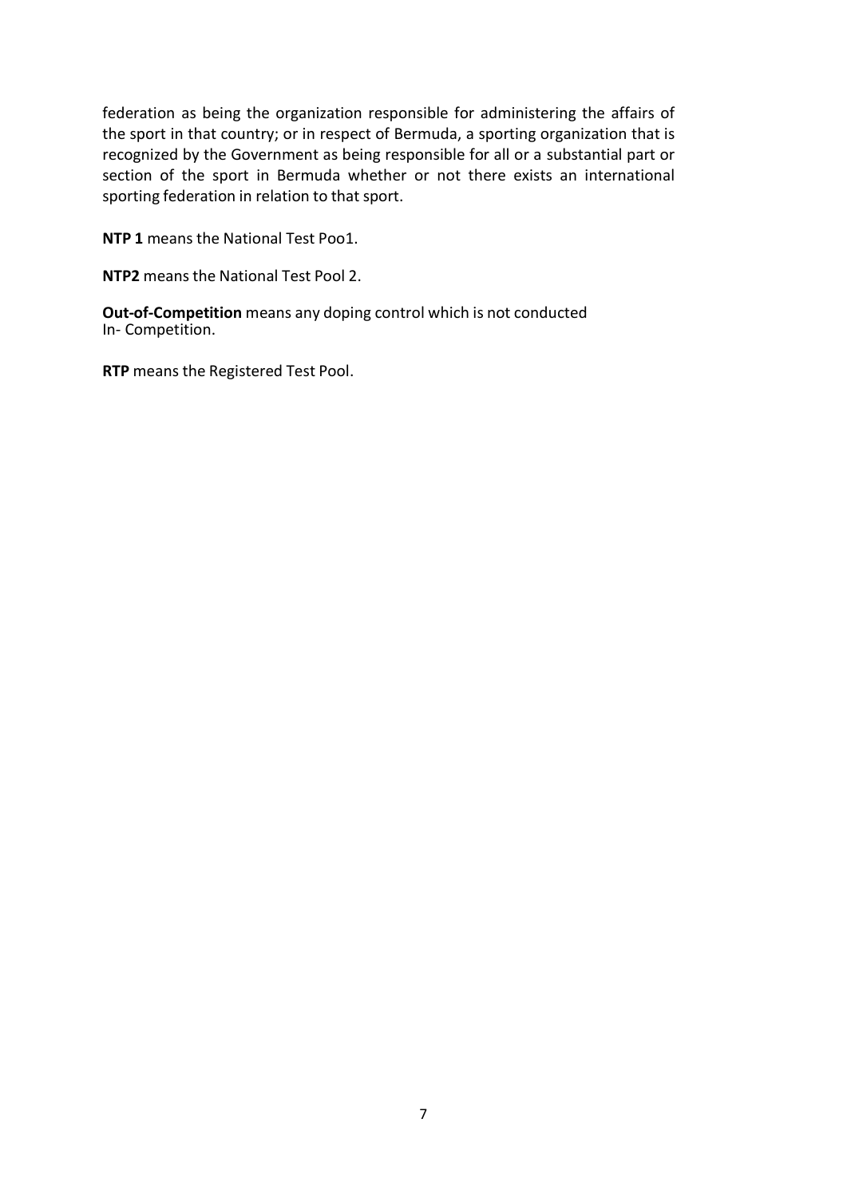federation as being the organization responsible for administering the affairs of the sport in that country; or in respect of Bermuda, a sporting organization that is recognized by the Government as being responsible for all or a substantial part or section of the sport in Bermuda whether or not there exists an international sporting federation in relation to that sport.

**NTP 1** means the National Test Poo1.

**NTP2** means the National Test Pool 2.

**Out-of-Competition** means any doping control which is not conducted In- Competition.

**RTP** means the Registered Test Pool.